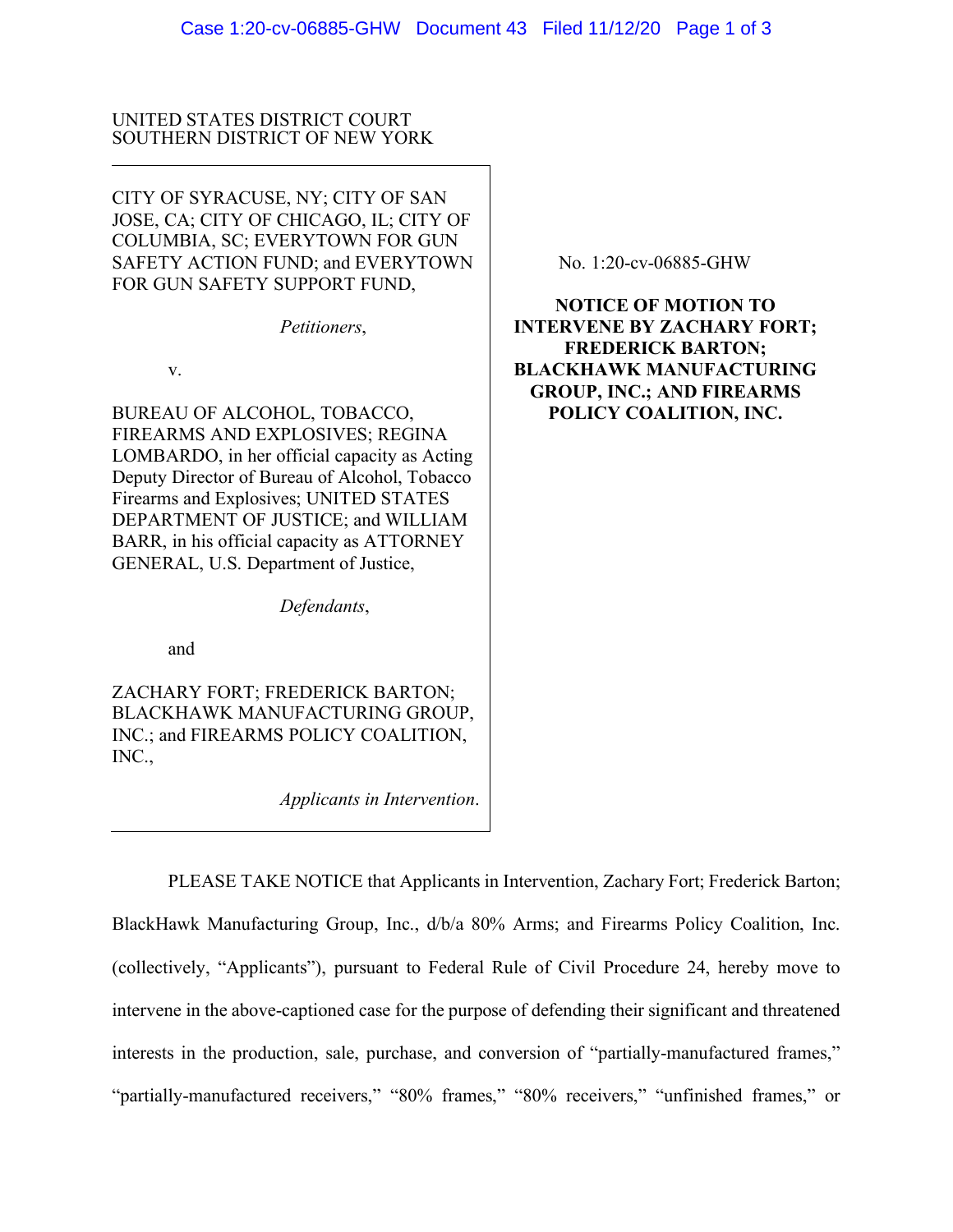UNITED STATES DISTRICT COURT
SOUTHERN DISTRICT OF NEW YORK

CITY OF SYRACUSE, NY; CITY OF SAN JOSE, CA; CITY OF CHICAGO, IL; CITY OF COLUMBIA, SC; EVERYTOWN FOR GUN SAFETY ACTION FUND; and EVERYTOWN FOR GUN SAFETY SUPPORT FUND,

*Petitioners*,

v.

BUREAU OF ALCOHOL, TOBACCO, FIREARMS AND EXPLOSIVES; REGINA LOMBARDO, in her official capacity as Acting Deputy Director of Bureau of Alcohol, Tobacco Firearms and Explosives; UNITED STATES DEPARTMENT OF JUSTICE; and WILLIAM BARR, in his official capacity as ATTORNEY GENERAL, U.S. Department of Justice,

*Defendants*,

and

ZACHARY FORT; FREDERICK BARTON; BLACKHAWK MANUFACTURING GROUP, INC.; and FIREARMS POLICY COALITION, INC.,

*Applicants in Intervention*.

No. 1:20-cv-06885-GHW

**NOTICE OF MOTION TO INTERVENE BY ZACHARY FORT; FREDERICK BARTON; BLACKHAWK MANUFACTURING GROUP, INC.; AND FIREARMS POLICY COALITION, INC.**

PLEASE TAKE NOTICE that Applicants in Intervention, Zachary Fort; Frederick Barton; BlackHawk Manufacturing Group, Inc., d/b/a 80% Arms; and Firearms Policy Coalition, Inc. (collectively, "Applicants"), pursuant to Federal Rule of Civil Procedure 24, hereby move to intervene in the above-captioned case for the purpose of defending their significant and threatened interests in the production, sale, purchase, and conversion of "partially-manufactured frames," "partially-manufactured receivers," "80% frames," "80% receivers," "unfinished frames," or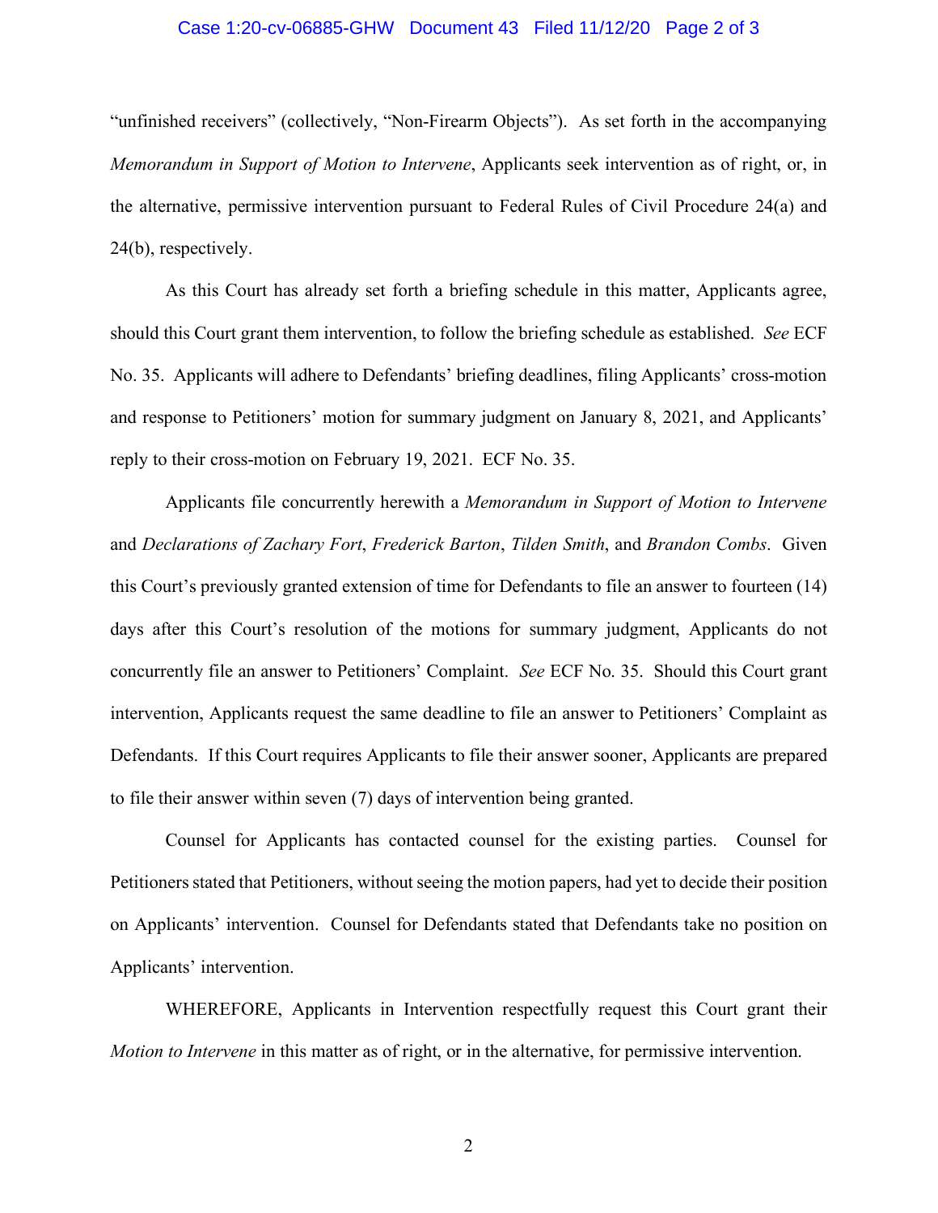"unfinished receivers" (collectively, "Non-Firearm Objects"). As set forth in the accompanying *Memorandum in Support of Motion to Intervene*, Applicants seek intervention as of right, or, in the alternative, permissive intervention pursuant to Federal Rules of Civil Procedure 24(a) and 24(b), respectively.

As this Court has already set forth a briefing schedule in this matter, Applicants agree, should this Court grant them intervention, to follow the briefing schedule as established. *See* ECF No. 35. Applicants will adhere to Defendants' briefing deadlines, filing Applicants' cross-motion and response to Petitioners' motion for summary judgment on January 8, 2021, and Applicants' reply to their cross-motion on February 19, 2021. ECF No. 35.

Applicants file concurrently herewith a *Memorandum in Support of Motion to Intervene* and *Declarations of Zachary Fort*, *Frederick Barton*, *Tilden Smith*, and *Brandon Combs*. Given this Court's previously granted extension of time for Defendants to file an answer to fourteen (14) days after this Court's resolution of the motions for summary judgment, Applicants do not concurrently file an answer to Petitioners' Complaint. *See* ECF No. 35. Should this Court grant intervention, Applicants request the same deadline to file an answer to Petitioners' Complaint as Defendants. If this Court requires Applicants to file their answer sooner, Applicants are prepared to file their answer within seven (7) days of intervention being granted.

Counsel for Applicants has contacted counsel for the existing parties. Counsel for Petitioners stated that Petitioners, without seeing the motion papers, had yet to decide their position on Applicants' intervention. Counsel for Defendants stated that Defendants take no position on Applicants' intervention.

WHEREFORE, Applicants in Intervention respectfully request this Court grant their *Motion to Intervene* in this matter as of right, or in the alternative, for permissive intervention.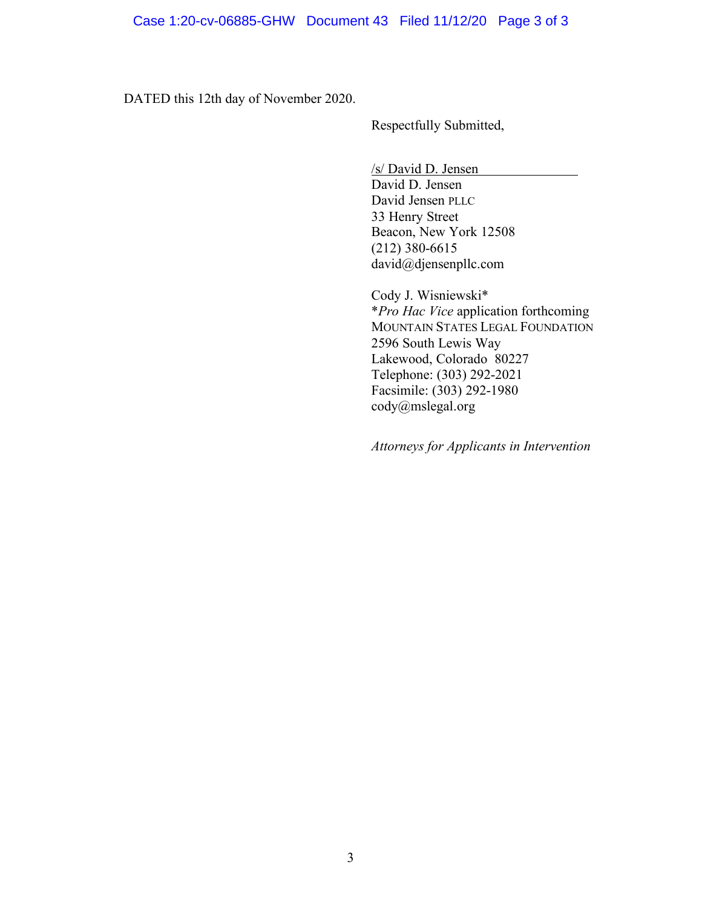DATED this 12th day of November 2020.

Respectfully Submitted,

/s/ David D. Jensen
David D. Jensen
David Jensen PLLC
33 Henry Street
Beacon, New York 12508
(212) 380-6615
david@djensenpllc.com

Cody J. Wisniewski*
**Pro Hac Vice* application forthcoming
MOUNTAIN STATES LEGAL FOUNDATION
2596 South Lewis Way
Lakewood, Colorado 80227
Telephone: (303) 292-2021
Facsimile: (303) 292-1980
cody@mslegal.org

*Attorneys for Applicants in Intervention*